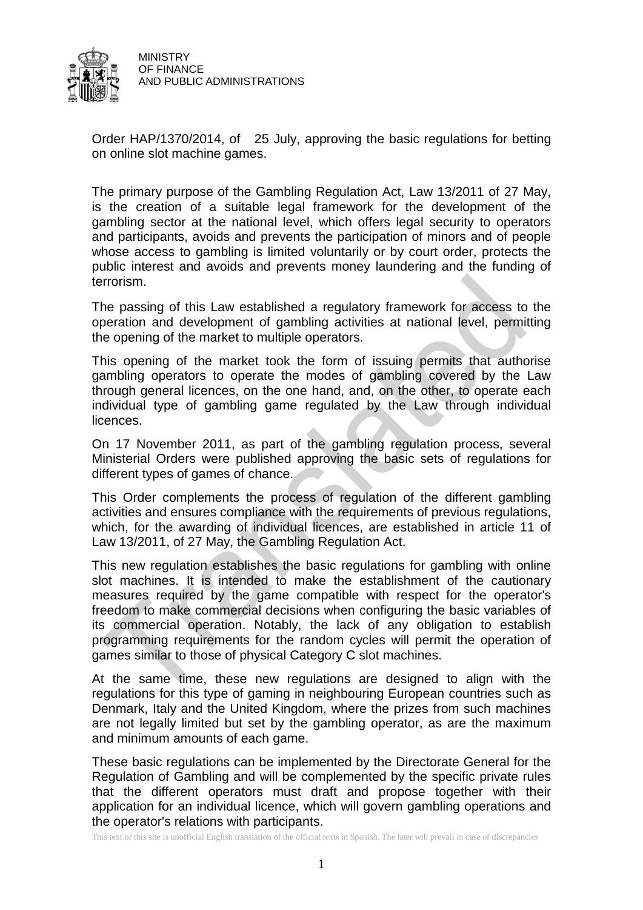MINISTRY
OF FINANCE
AND PUBLIC ADMINISTRATIONS

Order HAP/1370/2014, of 25 July, approving the basic regulations for betting on online slot machine games.

The primary purpose of the Gambling Regulation Act, Law 13/2011 of 27 May, is the creation of a suitable legal framework for the development of the gambling sector at the national level, which offers legal security to operators and participants, avoids and prevents the participation of minors and of people whose access to gambling is limited voluntarily or by court order, protects the public interest and avoids and prevents money laundering and the funding of terrorism.

The passing of this Law established a regulatory framework for access to the operation and development of gambling activities at national level, permitting the opening of the market to multiple operators.

This opening of the market took the form of issuing permits that authorise gambling operators to operate the modes of gambling covered by the Law through general licences, on the one hand, and, on the other, to operate each individual type of gambling game regulated by the Law through individual licences.

On 17 November 2011, as part of the gambling regulation process, several Ministerial Orders were published approving the basic sets of regulations for different types of games of chance.

This Order complements the process of regulation of the different gambling activities and ensures compliance with the requirements of previous regulations, which, for the awarding of individual licences, are established in article 11 of Law 13/2011, of 27 May, the Gambling Regulation Act.

This new regulation establishes the basic regulations for gambling with online slot machines. It is intended to make the establishment of the cautionary measures required by the game compatible with respect for the operator's freedom to make commercial decisions when configuring the basic variables of its commercial operation. Notably, the lack of any obligation to establish programming requirements for the random cycles will permit the operation of games similar to those of physical Category C slot machines.

At the same time, these new regulations are designed to align with the regulations for this type of gaming in neighbouring European countries such as Denmark, Italy and the United Kingdom, where the prizes from such machines are not legally limited but set by the gambling operator, as are the maximum and minimum amounts of each game.

These basic regulations can be implemented by the Directorate General for the Regulation of Gambling and will be complemented by the specific private rules that the different operators must draft and propose together with their application for an individual licence, which will govern gambling operations and the operator's relations with participants.

This text of this site is unofficial English translation of the official texts in Spanish. The later will prevail in case of discrepancies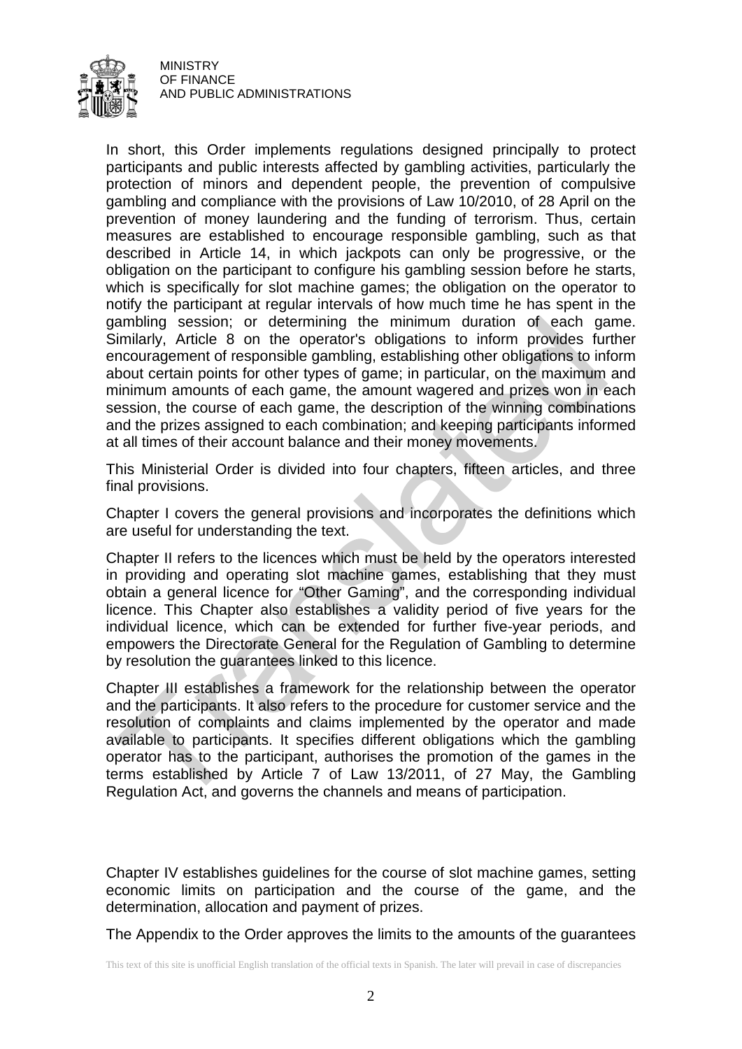In short, this Order implements regulations designed principally to protect participants and public interests affected by gambling activities, particularly the protection of minors and dependent people, the prevention of compulsive gambling and compliance with the provisions of Law 10/2010, of 28 April on the prevention of money laundering and the funding of terrorism. Thus, certain measures are established to encourage responsible gambling, such as that described in Article 14, in which jackpots can only be progressive, or the obligation on the participant to configure his gambling session before he starts, which is specifically for slot machine games; the obligation on the operator to notify the participant at regular intervals of how much time he has spent in the gambling session; or determining the minimum duration of each game. Similarly, Article 8 on the operator's obligations to inform provides further encouragement of responsible gambling, establishing other obligations to inform about certain points for other types of game; in particular, on the maximum and minimum amounts of each game, the amount wagered and prizes won in each session, the course of each game, the description of the winning combinations and the prizes assigned to each combination; and keeping participants informed at all times of their account balance and their money movements.

This Ministerial Order is divided into four chapters, fifteen articles, and three final provisions.

Chapter I covers the general provisions and incorporates the definitions which are useful for understanding the text.

Chapter II refers to the licences which must be held by the operators interested in providing and operating slot machine games, establishing that they must obtain a general licence for "Other Gaming", and the corresponding individual licence. This Chapter also establishes a validity period of five years for the individual licence, which can be extended for further five-year periods, and empowers the Directorate General for the Regulation of Gambling to determine by resolution the guarantees linked to this licence.

Chapter III establishes a framework for the relationship between the operator and the participants. It also refers to the procedure for customer service and the resolution of complaints and claims implemented by the operator and made available to participants. It specifies different obligations which the gambling operator has to the participant, authorises the promotion of the games in the terms established by Article 7 of Law 13/2011, of 27 May, the Gambling Regulation Act, and governs the channels and means of participation.

Chapter IV establishes guidelines for the course of slot machine games, setting economic limits on participation and the course of the game, and the determination, allocation and payment of prizes.

The Appendix to the Order approves the limits to the amounts of the guarantees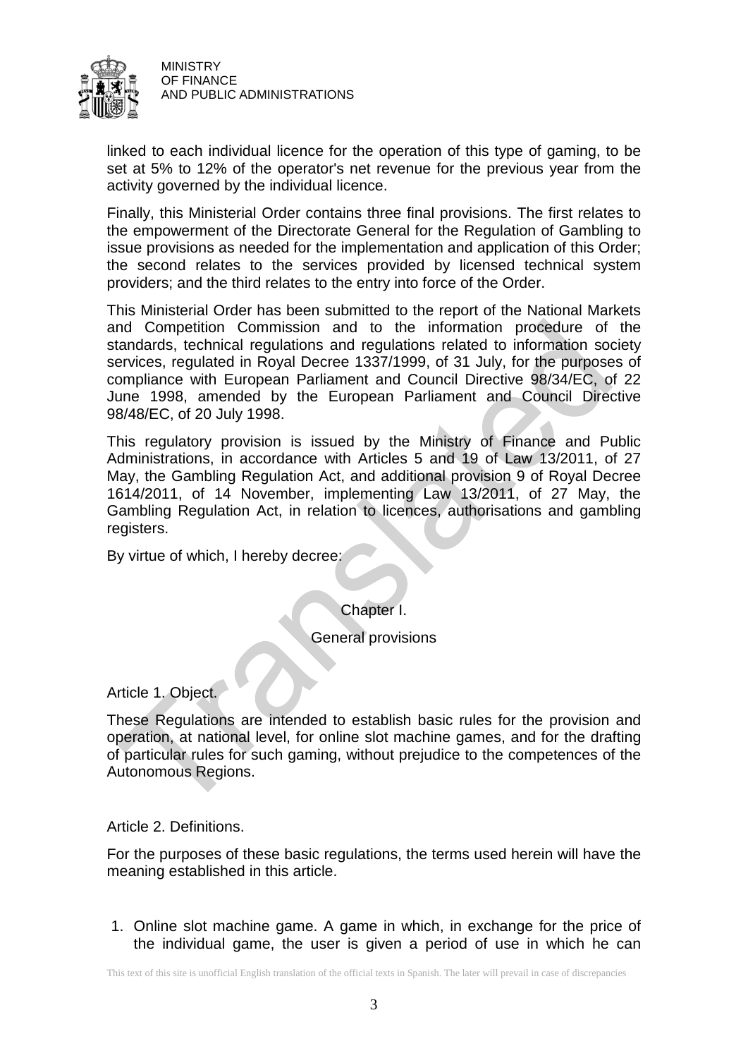linked to each individual licence for the operation of this type of gaming, to be set at 5% to 12% of the operator's net revenue for the previous year from the activity governed by the individual licence.

Finally, this Ministerial Order contains three final provisions. The first relates to the empowerment of the Directorate General for the Regulation of Gambling to issue provisions as needed for the implementation and application of this Order; the second relates to the services provided by licensed technical system providers; and the third relates to the entry into force of the Order.

This Ministerial Order has been submitted to the report of the National Markets and Competition Commission and to the information procedure of the standards, technical regulations and regulations related to information society services, regulated in Royal Decree 1337/1999, of 31 July, for the purposes of compliance with European Parliament and Council Directive 98/34/EC, of 22 June 1998, amended by the European Parliament and Council Directive 98/48/EC, of 20 July 1998.

This regulatory provision is issued by the Ministry of Finance and Public Administrations, in accordance with Articles 5 and 19 of Law 13/2011, of 27 May, the Gambling Regulation Act, and additional provision 9 of Royal Decree 1614/2011, of 14 November, implementing Law 13/2011, of 27 May, the Gambling Regulation Act, in relation to licences, authorisations and gambling registers.

By virtue of which, I hereby decree:

## Chapter I.

## General provisions

### Article 1. Object.

These Regulations are intended to establish basic rules for the provision and operation, at national level, for online slot machine games, and for the drafting of particular rules for such gaming, without prejudice to the competences of the Autonomous Regions.

### Article 2. Definitions.

For the purposes of these basic regulations, the terms used herein will have the meaning established in this article.

1. Online slot machine game. A game in which, in exchange for the price of the individual game, the user is given a period of use in which he can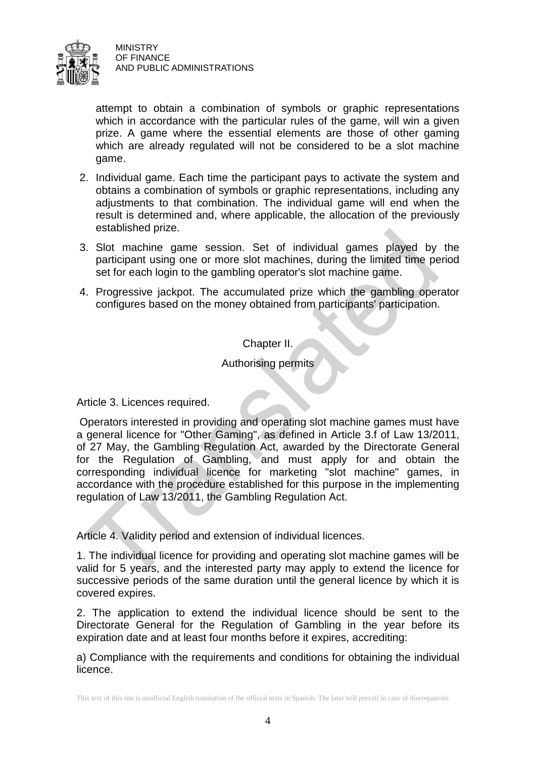attempt to obtain a combination of symbols or graphic representations which in accordance with the particular rules of the game, will win a given prize. A game where the essential elements are those of other gaming which are already regulated will not be considered to be a slot machine game.

2. Individual game. Each time the participant pays to activate the system and obtains a combination of symbols or graphic representations, including any adjustments to that combination. The individual game will end when the result is determined and, where applicable, the allocation of the previously established prize.
3. Slot machine game session. Set of individual games played by the participant using one or more slot machines, during the limited time period set for each login to the gambling operator's slot machine game.
4. Progressive jackpot. The accumulated prize which the gambling operator configures based on the money obtained from participants' participation.

## Chapter II.

## Authorising permits

### Article 3. Licences required.

Operators interested in providing and operating slot machine games must have a general licence for "Other Gaming", as defined in Article 3.f of Law 13/2011, of 27 May, the Gambling Regulation Act, awarded by the Directorate General for the Regulation of Gambling, and must apply for and obtain the corresponding individual licence for marketing "slot machine" games, in accordance with the procedure established for this purpose in the implementing regulation of Law 13/2011, the Gambling Regulation Act.

### Article 4. Validity period and extension of individual licences.

1. The individual licence for providing and operating slot machine games will be valid for 5 years, and the interested party may apply to extend the licence for successive periods of the same duration until the general licence by which it is covered expires.

2. The application to extend the individual licence should be sent to the Directorate General for the Regulation of Gambling in the year before its expiration date and at least four months before it expires, accrediting:

a) Compliance with the requirements and conditions for obtaining the individual licence.

This text of this site is unofficial English translation of the official texts in Spanish. The later will prevail in case of discrepancies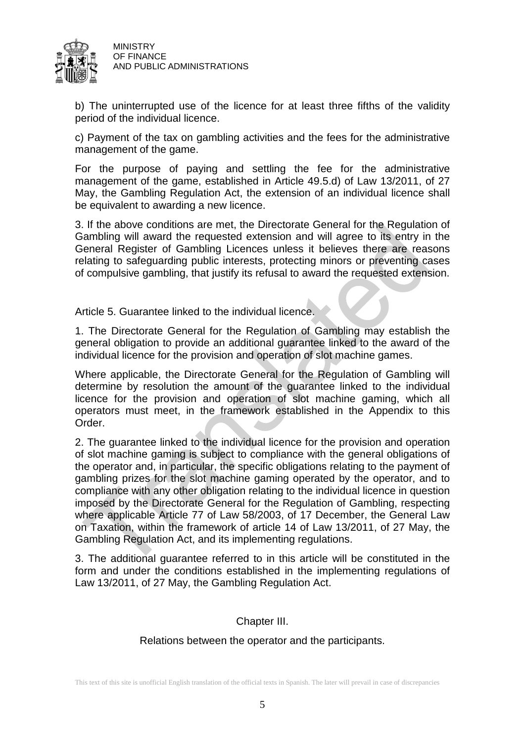b) The uninterrupted use of the licence for at least three fifths of the validity period of the individual licence.

c) Payment of the tax on gambling activities and the fees for the administrative management of the game.

For the purpose of paying and settling the fee for the administrative management of the game, established in Article 49.5.d) of Law 13/2011, of 27 May, the Gambling Regulation Act, the extension of an individual licence shall be equivalent to awarding a new licence.

3. If the above conditions are met, the Directorate General for the Regulation of Gambling will award the requested extension and will agree to its entry in the General Register of Gambling Licences unless it believes there are reasons relating to safeguarding public interests, protecting minors or preventing cases of compulsive gambling, that justify its refusal to award the requested extension.

Article 5. Guarantee linked to the individual licence.

1. The Directorate General for the Regulation of Gambling may establish the general obligation to provide an additional guarantee linked to the award of the individual licence for the provision and operation of slot machine games.

Where applicable, the Directorate General for the Regulation of Gambling will determine by resolution the amount of the guarantee linked to the individual licence for the provision and operation of slot machine gaming, which all operators must meet, in the framework established in the Appendix to this Order.

2. The guarantee linked to the individual licence for the provision and operation of slot machine gaming is subject to compliance with the general obligations of the operator and, in particular, the specific obligations relating to the payment of gambling prizes for the slot machine gaming operated by the operator, and to compliance with any other obligation relating to the individual licence in question imposed by the Directorate General for the Regulation of Gambling, respecting where applicable Article 77 of Law 58/2003, of 17 December, the General Law on Taxation, within the framework of article 14 of Law 13/2011, of 27 May, the Gambling Regulation Act, and its implementing regulations.

3. The additional guarantee referred to in this article will be constituted in the form and under the conditions established in the implementing regulations of Law 13/2011, of 27 May, the Gambling Regulation Act.

## Chapter III.

## Relations between the operator and the participants.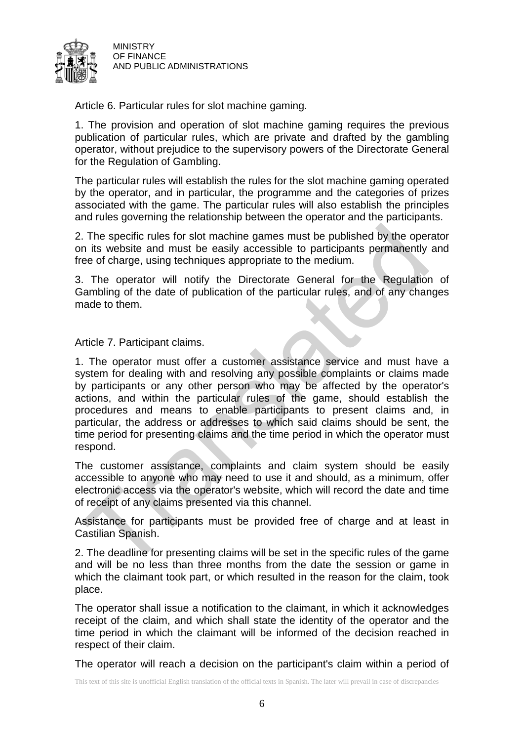Article 6. Particular rules for slot machine gaming.

1. The provision and operation of slot machine gaming requires the previous publication of particular rules, which are private and drafted by the gambling operator, without prejudice to the supervisory powers of the Directorate General for the Regulation of Gambling.

The particular rules will establish the rules for the slot machine gaming operated by the operator, and in particular, the programme and the categories of prizes associated with the game. The particular rules will also establish the principles and rules governing the relationship between the operator and the participants.

2. The specific rules for slot machine games must be published by the operator on its website and must be easily accessible to participants permanently and free of charge, using techniques appropriate to the medium.

3. The operator will notify the Directorate General for the Regulation of Gambling of the date of publication of the particular rules, and of any changes made to them.

Article 7. Participant claims.

1. The operator must offer a customer assistance service and must have a system for dealing with and resolving any possible complaints or claims made by participants or any other person who may be affected by the operator's actions, and within the particular rules of the game, should establish the procedures and means to enable participants to present claims and, in particular, the address or addresses to which said claims should be sent, the time period for presenting claims and the time period in which the operator must respond.

The customer assistance, complaints and claim system should be easily accessible to anyone who may need to use it and should, as a minimum, offer electronic access via the operator's website, which will record the date and time of receipt of any claims presented via this channel.

Assistance for participants must be provided free of charge and at least in Castilian Spanish.

2. The deadline for presenting claims will be set in the specific rules of the game and will be no less than three months from the date the session or game in which the claimant took part, or which resulted in the reason for the claim, took place.

The operator shall issue a notification to the claimant, in which it acknowledges receipt of the claim, and which shall state the identity of the operator and the time period in which the claimant will be informed of the decision reached in respect of their claim.

The operator will reach a decision on the participant's claim within a period of

This text of this site is unofficial English translation of the official texts in Spanish. The later will prevail in case of discrepancies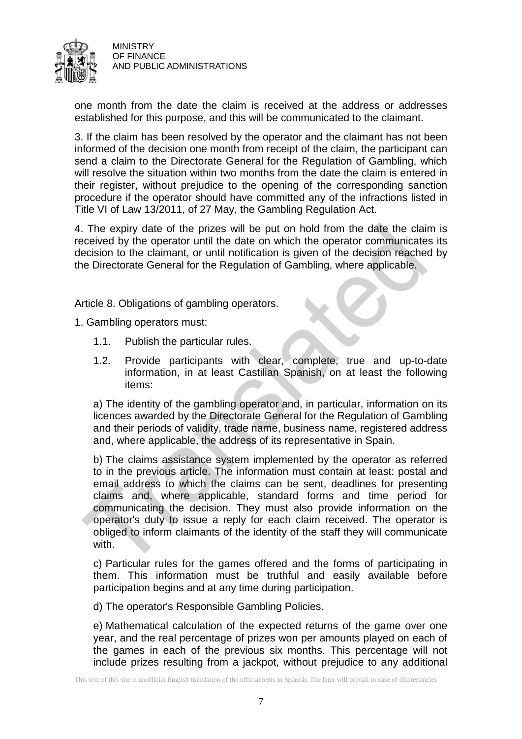one month from the date the claim is received at the address or addresses established for this purpose, and this will be communicated to the claimant.

3. If the claim has been resolved by the operator and the claimant has not been informed of the decision one month from receipt of the claim, the participant can send a claim to the Directorate General for the Regulation of Gambling, which will resolve the situation within two months from the date the claim is entered in their register, without prejudice to the opening of the corresponding sanction procedure if the operator should have committed any of the infractions listed in Title VI of Law 13/2011, of 27 May, the Gambling Regulation Act.

4. The expiry date of the prizes will be put on hold from the date the claim is received by the operator until the date on which the operator communicates its decision to the claimant, or until notification is given of the decision reached by the Directorate General for the Regulation of Gambling, where applicable.

Article 8. Obligations of gambling operators.

1. Gambling operators must:

1.1. Publish the particular rules.

1.2. Provide participants with clear, complete, true and up-to-date information, in at least Castilian Spanish, on at least the following items:

a) The identity of the gambling operator and, in particular, information on its licences awarded by the Directorate General for the Regulation of Gambling and their periods of validity, trade name, business name, registered address and, where applicable, the address of its representative in Spain.

b) The claims assistance system implemented by the operator as referred to in the previous article. The information must contain at least: postal and email address to which the claims can be sent, deadlines for presenting claims and, where applicable, standard forms and time period for communicating the decision. They must also provide information on the operator's duty to issue a reply for each claim received. The operator is obliged to inform claimants of the identity of the staff they will communicate with.

c) Particular rules for the games offered and the forms of participating in them. This information must be truthful and easily available before participation begins and at any time during participation.

d) The operator's Responsible Gambling Policies.

e) Mathematical calculation of the expected returns of the game over one year, and the real percentage of prizes won per amounts played on each of the games in each of the previous six months. This percentage will not include prizes resulting from a jackpot, without prejudice to any additional

This text of this site is unofficial English translation of the official texts in Spanish. The later will prevail in case of discrepancies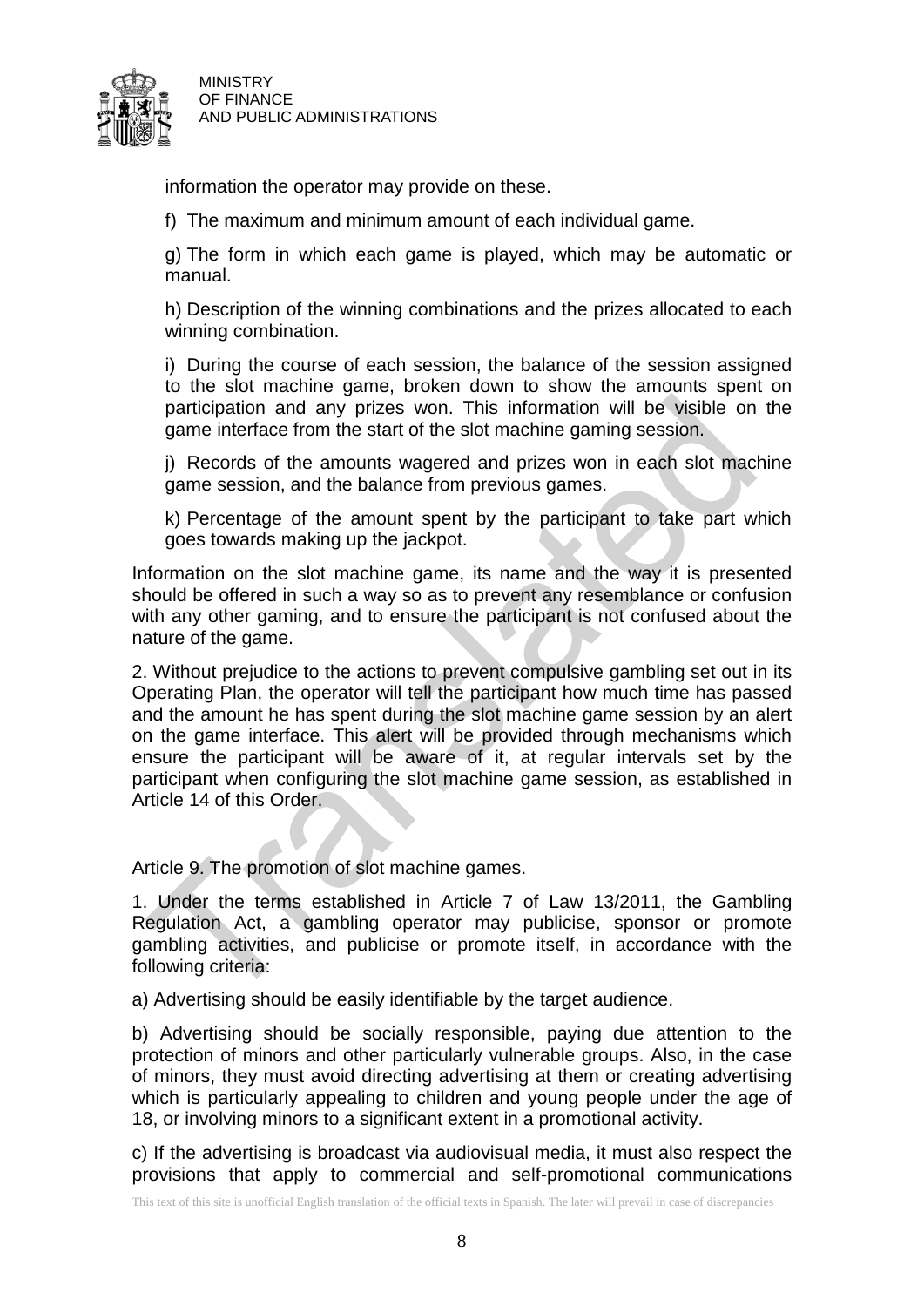information the operator may provide on these.

f) The maximum and minimum amount of each individual game.

g) The form in which each game is played, which may be automatic or manual.

h) Description of the winning combinations and the prizes allocated to each winning combination.

i) During the course of each session, the balance of the session assigned to the slot machine game, broken down to show the amounts spent on participation and any prizes won. This information will be visible on the game interface from the start of the slot machine gaming session.

j) Records of the amounts wagered and prizes won in each slot machine game session, and the balance from previous games.

k) Percentage of the amount spent by the participant to take part which goes towards making up the jackpot.

Information on the slot machine game, its name and the way it is presented should be offered in such a way so as to prevent any resemblance or confusion with any other gaming, and to ensure the participant is not confused about the nature of the game.

2. Without prejudice to the actions to prevent compulsive gambling set out in its Operating Plan, the operator will tell the participant how much time has passed and the amount he has spent during the slot machine game session by an alert on the game interface. This alert will be provided through mechanisms which ensure the participant will be aware of it, at regular intervals set by the participant when configuring the slot machine game session, as established in Article 14 of this Order.

Article 9. The promotion of slot machine games.

1. Under the terms established in Article 7 of Law 13/2011, the Gambling Regulation Act, a gambling operator may publicise, sponsor or promote gambling activities, and publicise or promote itself, in accordance with the following criteria:

a) Advertising should be easily identifiable by the target audience.

b) Advertising should be socially responsible, paying due attention to the protection of minors and other particularly vulnerable groups. Also, in the case of minors, they must avoid directing advertising at them or creating advertising which is particularly appealing to children and young people under the age of 18, or involving minors to a significant extent in a promotional activity.

c) If the advertising is broadcast via audiovisual media, it must also respect the provisions that apply to commercial and self-promotional communications

This text of this site is unofficial English translation of the official texts in Spanish. The later will prevail in case of discrepancies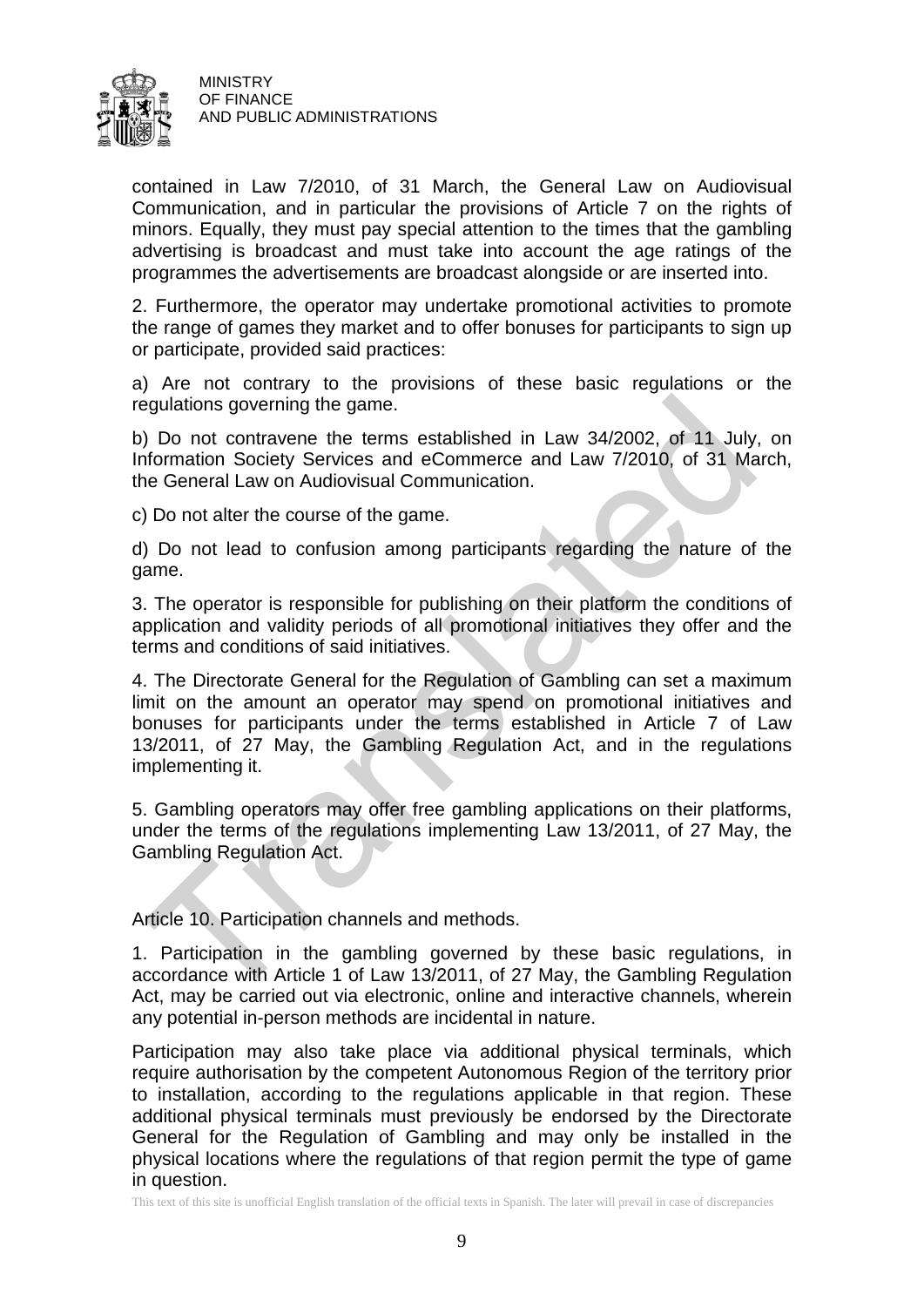contained in Law 7/2010, of 31 March, the General Law on Audiovisual Communication, and in particular the provisions of Article 7 on the rights of minors. Equally, they must pay special attention to the times that the gambling advertising is broadcast and must take into account the age ratings of the programmes the advertisements are broadcast alongside or are inserted into.

2. Furthermore, the operator may undertake promotional activities to promote the range of games they market and to offer bonuses for participants to sign up or participate, provided said practices:

a) Are not contrary to the provisions of these basic regulations or the regulations governing the game.

b) Do not contravene the terms established in Law 34/2002, of 11 July, on Information Society Services and eCommerce and Law 7/2010, of 31 March, the General Law on Audiovisual Communication.

c) Do not alter the course of the game.

d) Do not lead to confusion among participants regarding the nature of the game.

3. The operator is responsible for publishing on their platform the conditions of application and validity periods of all promotional initiatives they offer and the terms and conditions of said initiatives.

4. The Directorate General for the Regulation of Gambling can set a maximum limit on the amount an operator may spend on promotional initiatives and bonuses for participants under the terms established in Article 7 of Law 13/2011, of 27 May, the Gambling Regulation Act, and in the regulations implementing it.

5. Gambling operators may offer free gambling applications on their platforms, under the terms of the regulations implementing Law 13/2011, of 27 May, the Gambling Regulation Act.

Article 10. Participation channels and methods.

1. Participation in the gambling governed by these basic regulations, in accordance with Article 1 of Law 13/2011, of 27 May, the Gambling Regulation Act, may be carried out via electronic, online and interactive channels, wherein any potential in-person methods are incidental in nature.

Participation may also take place via additional physical terminals, which require authorisation by the competent Autonomous Region of the territory prior to installation, according to the regulations applicable in that region. These additional physical terminals must previously be endorsed by the Directorate General for the Regulation of Gambling and may only be installed in the physical locations where the regulations of that region permit the type of game in question.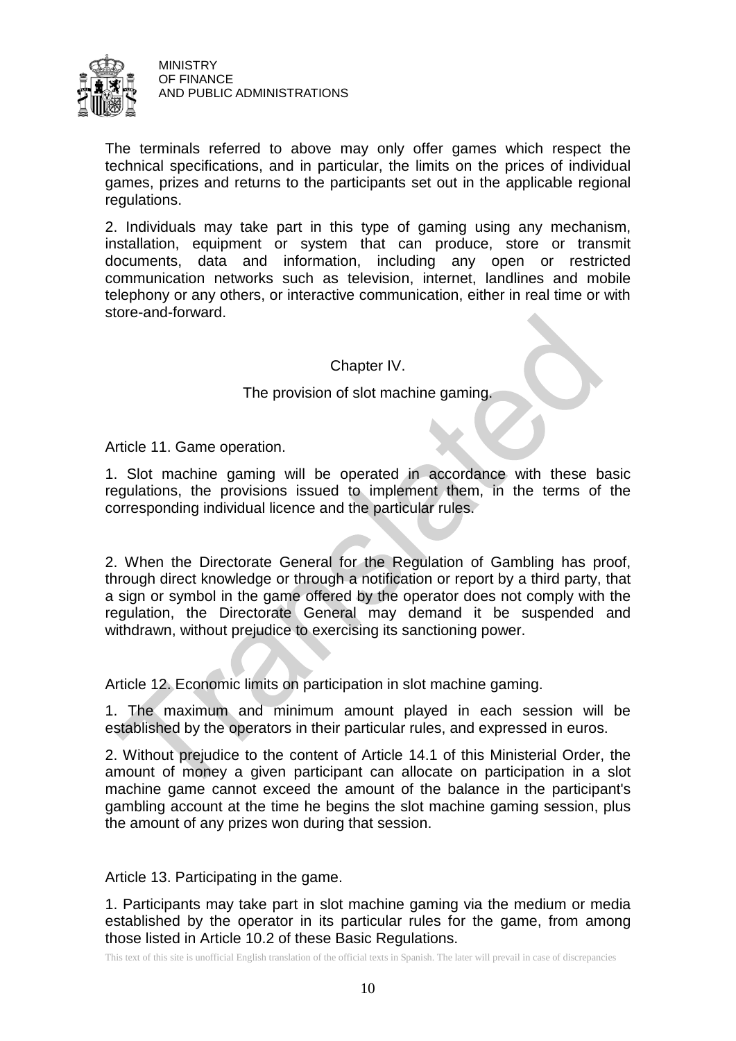The terminals referred to above may only offer games which respect the technical specifications, and in particular, the limits on the prices of individual games, prizes and returns to the participants set out in the applicable regional regulations.

2. Individuals may take part in this type of gaming using any mechanism, installation, equipment or system that can produce, store or transmit documents, data and information, including any open or restricted communication networks such as television, internet, landlines and mobile telephony or any others, or interactive communication, either in real time or with store-and-forward.

## Chapter IV.

## The provision of slot machine gaming.

### Article 11. Game operation.

1. Slot machine gaming will be operated in accordance with these basic regulations, the provisions issued to implement them, in the terms of the corresponding individual licence and the particular rules.

2. When the Directorate General for the Regulation of Gambling has proof, through direct knowledge or through a notification or report by a third party, that a sign or symbol in the game offered by the operator does not comply with the regulation, the Directorate General may demand it be suspended and withdrawn, without prejudice to exercising its sanctioning power.

### Article 12. Economic limits on participation in slot machine gaming.

1. The maximum and minimum amount played in each session will be established by the operators in their particular rules, and expressed in euros.

2. Without prejudice to the content of Article 14.1 of this Ministerial Order, the amount of money a given participant can allocate on participation in a slot machine game cannot exceed the amount of the balance in the participant's gambling account at the time he begins the slot machine gaming session, plus the amount of any prizes won during that session.

### Article 13. Participating in the game.

1. Participants may take part in slot machine gaming via the medium or media established by the operator in its particular rules for the game, from among those listed in Article 10.2 of these Basic Regulations.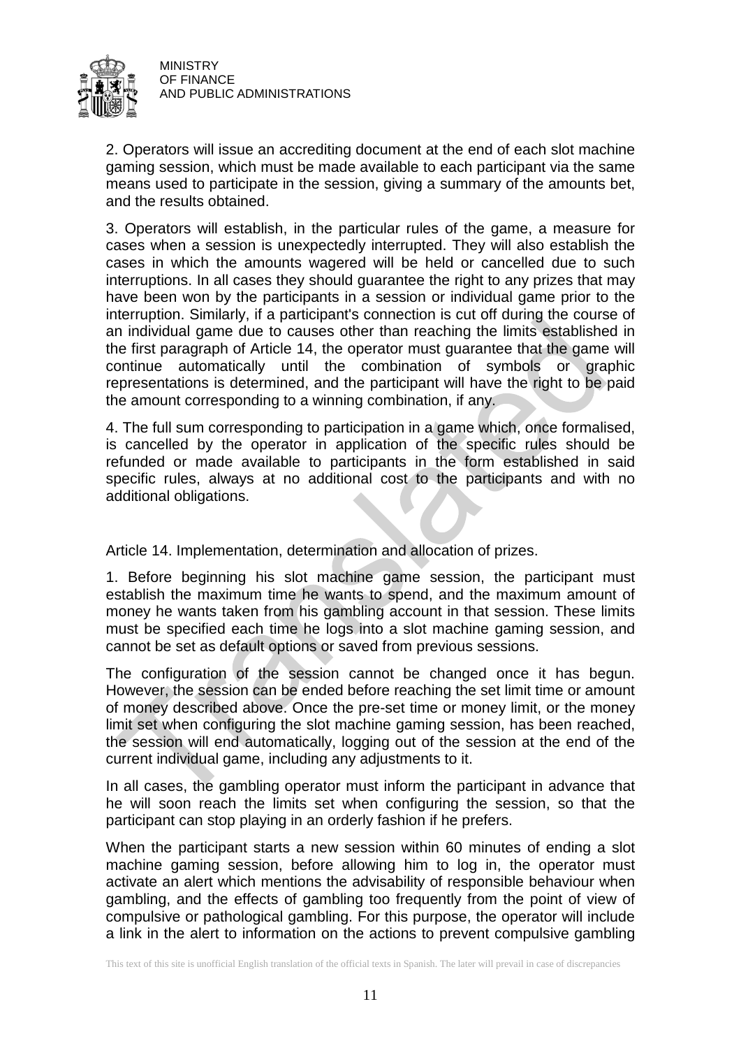2. Operators will issue an accrediting document at the end of each slot machine gaming session, which must be made available to each participant via the same means used to participate in the session, giving a summary of the amounts bet, and the results obtained.

3. Operators will establish, in the particular rules of the game, a measure for cases when a session is unexpectedly interrupted. They will also establish the cases in which the amounts wagered will be held or cancelled due to such interruptions. In all cases they should guarantee the right to any prizes that may have been won by the participants in a session or individual game prior to the interruption. Similarly, if a participant's connection is cut off during the course of an individual game due to causes other than reaching the limits established in the first paragraph of Article 14, the operator must guarantee that the game will continue automatically until the combination of symbols or graphic representations is determined, and the participant will have the right to be paid the amount corresponding to a winning combination, if any.

4. The full sum corresponding to participation in a game which, once formalised, is cancelled by the operator in application of the specific rules should be refunded or made available to participants in the form established in said specific rules, always at no additional cost to the participants and with no additional obligations.

Article 14. Implementation, determination and allocation of prizes.

1. Before beginning his slot machine game session, the participant must establish the maximum time he wants to spend, and the maximum amount of money he wants taken from his gambling account in that session. These limits must be specified each time he logs into a slot machine gaming session, and cannot be set as default options or saved from previous sessions.

The configuration of the session cannot be changed once it has begun. However, the session can be ended before reaching the set limit time or amount of money described above. Once the pre-set time or money limit, or the money limit set when configuring the slot machine gaming session, has been reached, the session will end automatically, logging out of the session at the end of the current individual game, including any adjustments to it.

In all cases, the gambling operator must inform the participant in advance that he will soon reach the limits set when configuring the session, so that the participant can stop playing in an orderly fashion if he prefers.

When the participant starts a new session within 60 minutes of ending a slot machine gaming session, before allowing him to log in, the operator must activate an alert which mentions the advisability of responsible behaviour when gambling, and the effects of gambling too frequently from the point of view of compulsive or pathological gambling. For this purpose, the operator will include a link in the alert to information on the actions to prevent compulsive gambling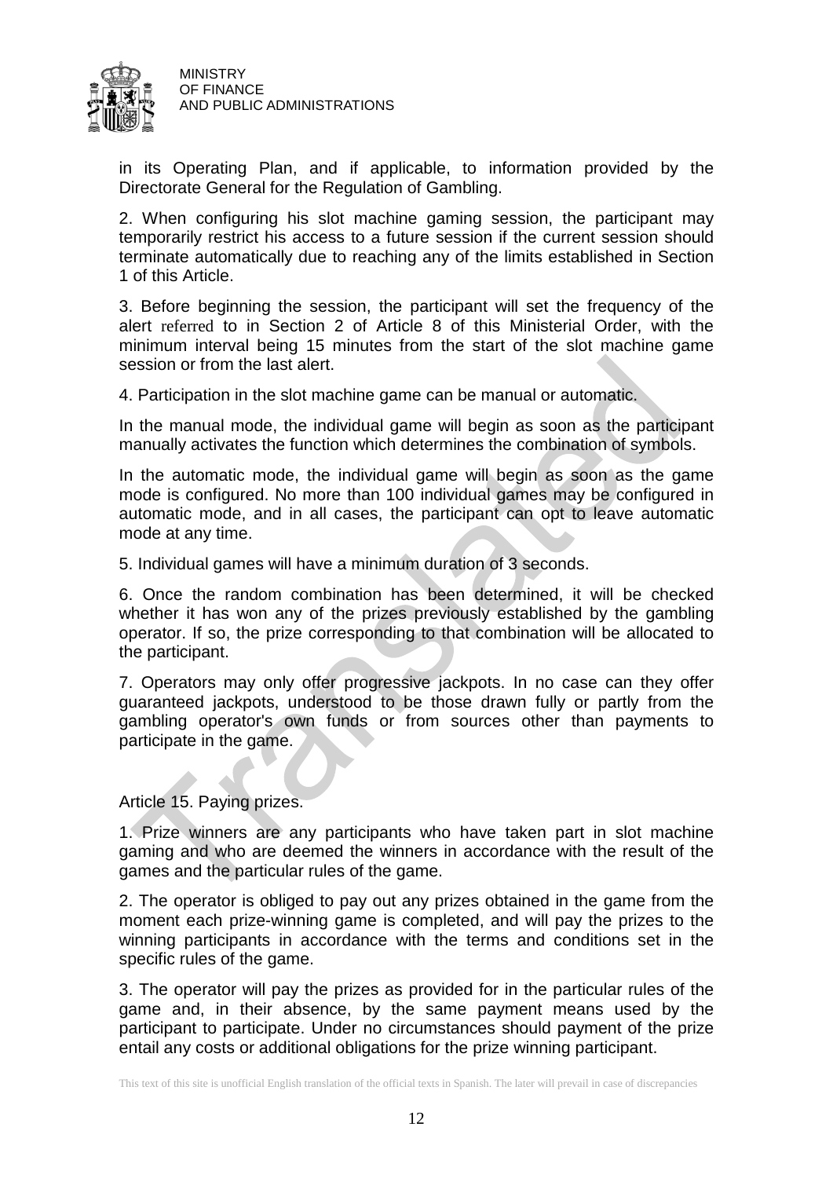in its Operating Plan, and if applicable, to information provided by the Directorate General for the Regulation of Gambling.

2. When configuring his slot machine gaming session, the participant may temporarily restrict his access to a future session if the current session should terminate automatically due to reaching any of the limits established in Section 1 of this Article.

3. Before beginning the session, the participant will set the frequency of the alert referred to in Section 2 of Article 8 of this Ministerial Order, with the minimum interval being 15 minutes from the start of the slot machine game session or from the last alert.

4. Participation in the slot machine game can be manual or automatic.

In the manual mode, the individual game will begin as soon as the participant manually activates the function which determines the combination of symbols.

In the automatic mode, the individual game will begin as soon as the game mode is configured. No more than 100 individual games may be configured in automatic mode, and in all cases, the participant can opt to leave automatic mode at any time.

5. Individual games will have a minimum duration of 3 seconds.

6. Once the random combination has been determined, it will be checked whether it has won any of the prizes previously established by the gambling operator. If so, the prize corresponding to that combination will be allocated to the participant.

7. Operators may only offer progressive jackpots. In no case can they offer guaranteed jackpots, understood to be those drawn fully or partly from the gambling operator's own funds or from sources other than payments to participate in the game.

Article 15. Paying prizes.

1. Prize winners are any participants who have taken part in slot machine gaming and who are deemed the winners in accordance with the result of the games and the particular rules of the game.

2. The operator is obliged to pay out any prizes obtained in the game from the moment each prize-winning game is completed, and will pay the prizes to the winning participants in accordance with the terms and conditions set in the specific rules of the game.

3. The operator will pay the prizes as provided for in the particular rules of the game and, in their absence, by the same payment means used by the participant to participate. Under no circumstances should payment of the prize entail any costs or additional obligations for the prize winning participant.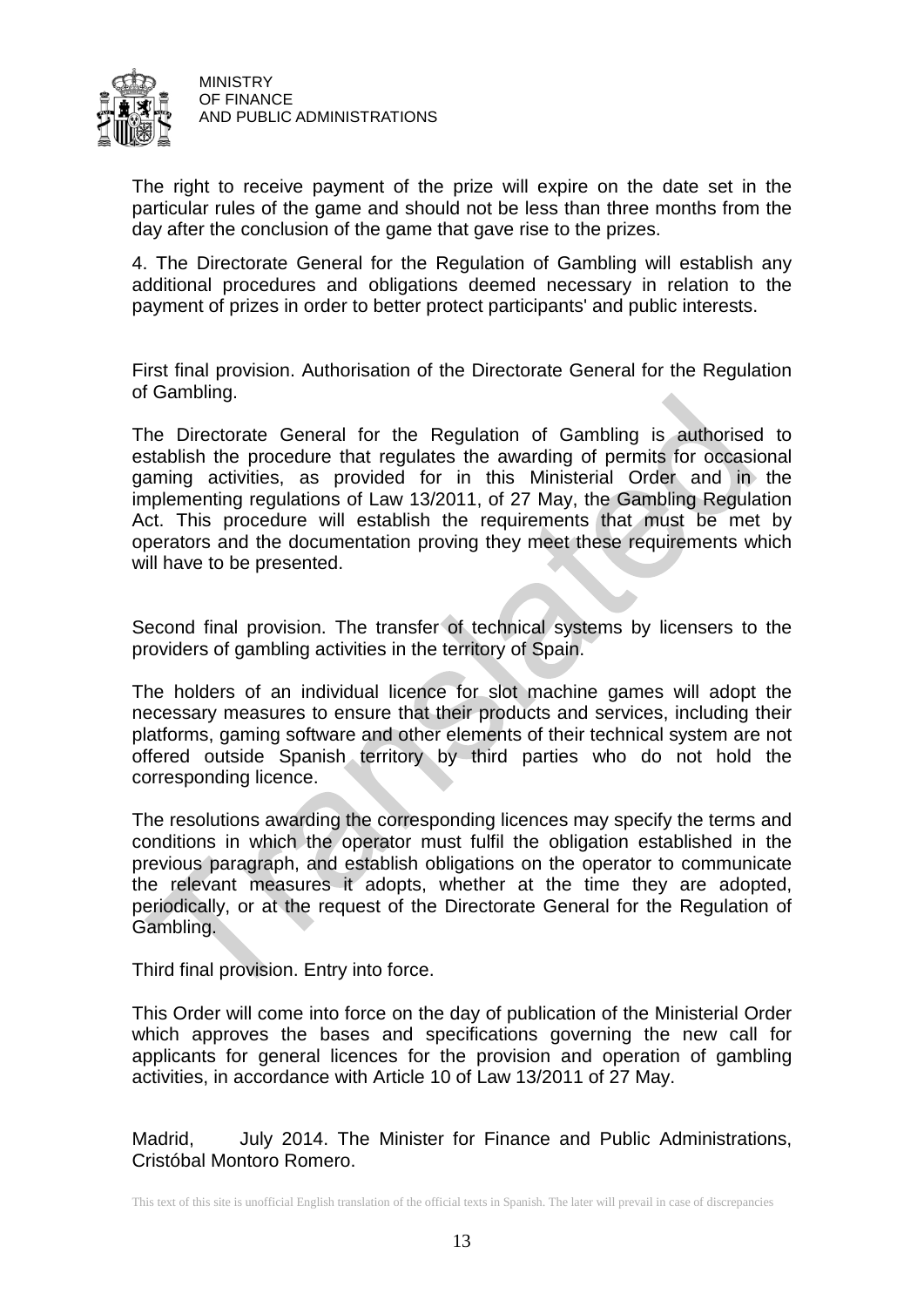The right to receive payment of the prize will expire on the date set in the particular rules of the game and should not be less than three months from the day after the conclusion of the game that gave rise to the prizes.

4. The Directorate General for the Regulation of Gambling will establish any additional procedures and obligations deemed necessary in relation to the payment of prizes in order to better protect participants' and public interests.

First final provision. Authorisation of the Directorate General for the Regulation of Gambling.

The Directorate General for the Regulation of Gambling is authorised to establish the procedure that regulates the awarding of permits for occasional gaming activities, as provided for in this Ministerial Order and in the implementing regulations of Law 13/2011, of 27 May, the Gambling Regulation Act. This procedure will establish the requirements that must be met by operators and the documentation proving they meet these requirements which will have to be presented.

Second final provision. The transfer of technical systems by licensers to the providers of gambling activities in the territory of Spain.

The holders of an individual licence for slot machine games will adopt the necessary measures to ensure that their products and services, including their platforms, gaming software and other elements of their technical system are not offered outside Spanish territory by third parties who do not hold the corresponding licence.

The resolutions awarding the corresponding licences may specify the terms and conditions in which the operator must fulfil the obligation established in the previous paragraph, and establish obligations on the operator to communicate the relevant measures it adopts, whether at the time they are adopted, periodically, or at the request of the Directorate General for the Regulation of Gambling.

Third final provision. Entry into force.

This Order will come into force on the day of publication of the Ministerial Order which approves the bases and specifications governing the new call for applicants for general licences for the provision and operation of gambling activities, in accordance with Article 10 of Law 13/2011 of 27 May.

Madrid, July 2014. The Minister for Finance and Public Administrations, Cristóbal Montoro Romero.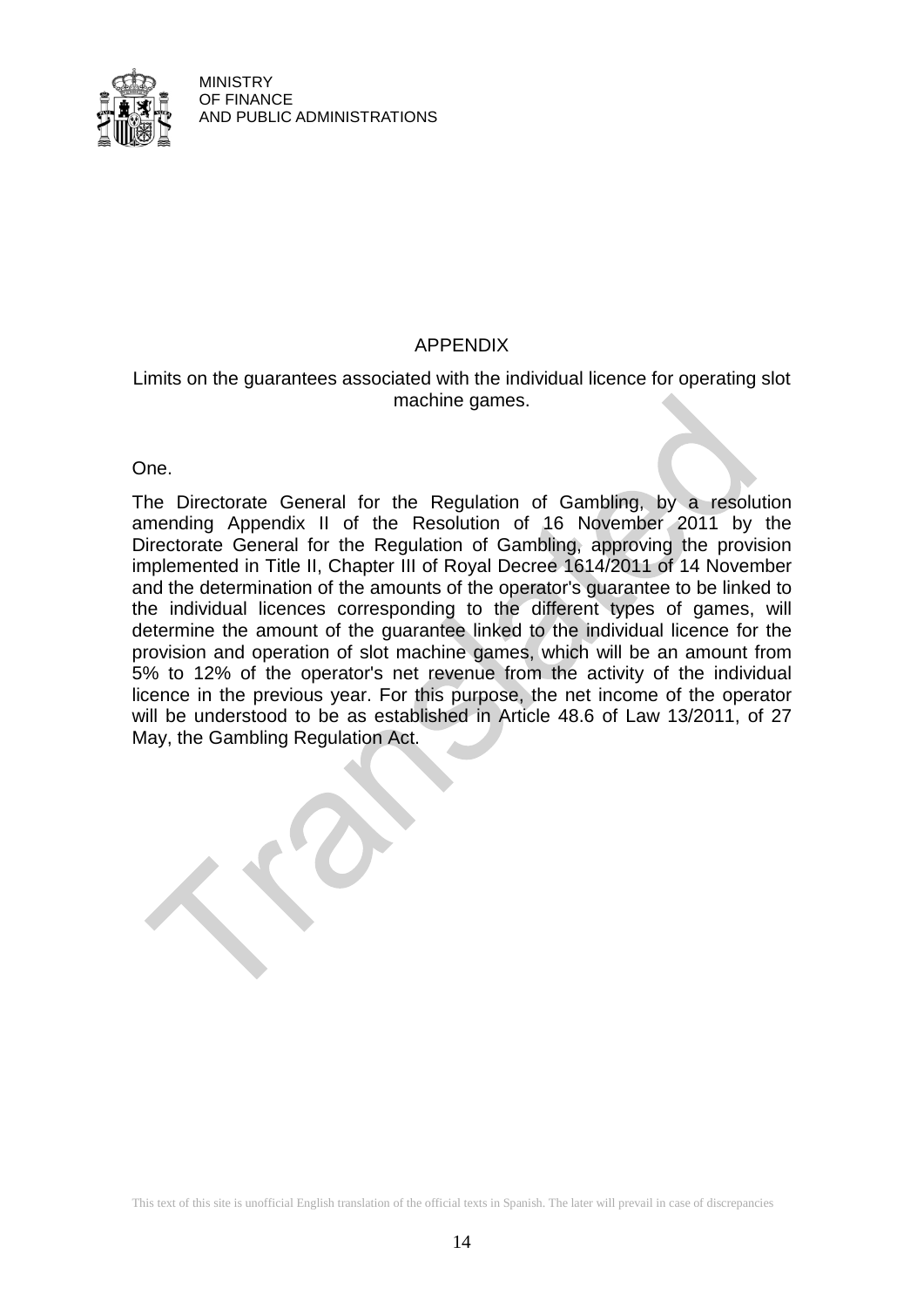# APPENDIX

Limits on the guarantees associated with the individual licence for operating slot machine games.

One.

The Directorate General for the Regulation of Gambling, by a resolution amending Appendix II of the Resolution of 16 November 2011 by the Directorate General for the Regulation of Gambling, approving the provision implemented in Title II, Chapter III of Royal Decree 1614/2011 of 14 November and the determination of the amounts of the operator's guarantee to be linked to the individual licences corresponding to the different types of games, will determine the amount of the guarantee linked to the individual licence for the provision and operation of slot machine games, which will be an amount from 5% to 12% of the operator's net revenue from the activity of the individual licence in the previous year. For this purpose, the net income of the operator will be understood to be as established in Article 48.6 of Law 13/2011, of 27 May, the Gambling Regulation Act.